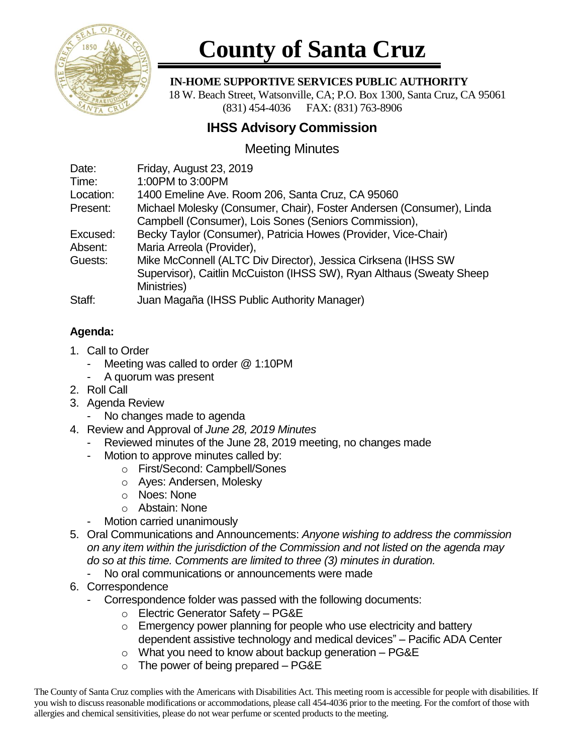# County of Santa Cruz

**IN-HOME SUPPORTIVE SERVICES PUBLIC AUTHORITY**

18 W. Beach Street, Watsonville, CA; P.O. Box 1300, Santa Cruz, CA 95061
(831) 454-4036 FAX: (831) 763-8906

## IHSS Advisory Commission

### Meeting Minutes

| | |
|---|---|
| Date: | Friday, August 23, 2019 |
| Time: | 1:00PM to 3:00PM |
| Location: | 1400 Emeline Ave. Room 206, Santa Cruz, CA 95060 |
| Present: | Michael Molesky (Consumer, Chair), Foster Andersen (Consumer), Linda Campbell (Consumer), Lois Sones (Seniors Commission), |
| Excused: | Becky Taylor (Consumer), Patricia Howes (Provider, Vice-Chair) |
| Absent: | Maria Arreola (Provider), |
| Guests: | Mike McConnell (ALTC Div Director), Jessica Cirksena (IHSS SW Supervisor), Caitlin McCuiston (IHSS SW), Ryan Althaus (Sweaty Sheep Ministries) |
| Staff: | Juan Magaña (IHSS Public Authority Manager) |

**Agenda:**

1. Call to Order
   - Meeting was called to order @ 1:10PM
   - A quorum was present
2. Roll Call
3. Agenda Review
   - No changes made to agenda
4. Review and Approval of *June 28, 2019 Minutes*
   - Reviewed minutes of the June 28, 2019 meeting, no changes made
   - Motion to approve minutes called by:
     - First/Second: Campbell/Sones
     - Ayes: Andersen, Molesky
     - Noes: None
     - Abstain: None
   - Motion carried unanimously
5. Oral Communications and Announcements: *Anyone wishing to address the commission on any item within the jurisdiction of the Commission and not listed on the agenda may do so at this time. Comments are limited to three (3) minutes in duration.*
   - No oral communications or announcements were made
6. Correspondence
   - Correspondence folder was passed with the following documents:
     - Electric Generator Safety – PG&E
     - Emergency power planning for people who use electricity and battery dependent assistive technology and medical devices" – Pacific ADA Center
     - What you need to know about backup generation – PG&E
     - The power of being prepared – PG&E

The County of Santa Cruz complies with the Americans with Disabilities Act. This meeting room is accessible for people with disabilities. If you wish to discuss reasonable modifications or accommodations, please call 454-4036 prior to the meeting. For the comfort of those with allergies and chemical sensitivities, please do not wear perfume or scented products to the meeting.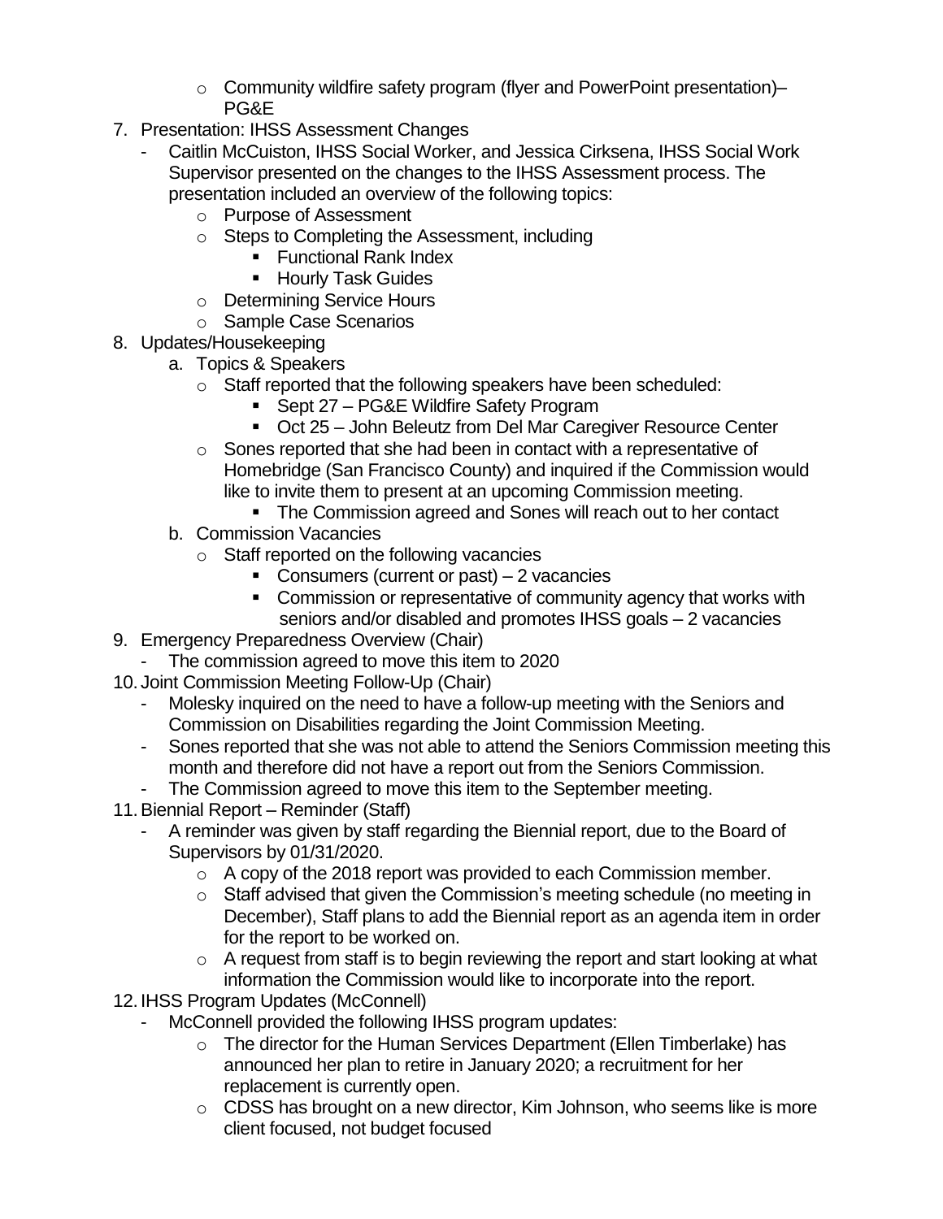- Community wildfire safety program (flyer and PowerPoint presentation)– PG&E

7. Presentation: IHSS Assessment Changes
   - Caitlin McCuiston, IHSS Social Worker, and Jessica Cirksena, IHSS Social Work Supervisor presented on the changes to the IHSS Assessment process. The presentation included an overview of the following topics:
     - Purpose of Assessment
     - Steps to Completing the Assessment, including
       - Functional Rank Index
       - Hourly Task Guides
     - Determining Service Hours
     - Sample Case Scenarios
8. Updates/Housekeeping
   a. Topics & Speakers
     - Staff reported that the following speakers have been scheduled:
       - Sept 27 – PG&E Wildfire Safety Program
       - Oct 25 – John Beleutz from Del Mar Caregiver Resource Center
     - Sones reported that she had been in contact with a representative of Homebridge (San Francisco County) and inquired if the Commission would like to invite them to present at an upcoming Commission meeting.
       - The Commission agreed and Sones will reach out to her contact

   b. Commission Vacancies
     - Staff reported on the following vacancies
       - Consumers (current or past) – 2 vacancies
       - Commission or representative of community agency that works with seniors and/or disabled and promotes IHSS goals – 2 vacancies
9. Emergency Preparedness Overview (Chair)
   - The commission agreed to move this item to 2020
10. Joint Commission Meeting Follow-Up (Chair)
    - Molesky inquired on the need to have a follow-up meeting with the Seniors and Commission on Disabilities regarding the Joint Commission Meeting.
    - Sones reported that she was not able to attend the Seniors Commission meeting this month and therefore did not have a report out from the Seniors Commission.
    - The Commission agreed to move this item to the September meeting.
11. Biennial Report – Reminder (Staff)
    - A reminder was given by staff regarding the Biennial report, due to the Board of Supervisors by 01/31/2020.
      - A copy of the 2018 report was provided to each Commission member.
      - Staff advised that given the Commission's meeting schedule (no meeting in December), Staff plans to add the Biennial report as an agenda item in order for the report to be worked on.
      - A request from staff is to begin reviewing the report and start looking at what information the Commission would like to incorporate into the report.
12. IHSS Program Updates (McConnell)
    - McConnell provided the following IHSS program updates:
      - The director for the Human Services Department (Ellen Timberlake) has announced her plan to retire in January 2020; a recruitment for her replacement is currently open.
      - CDSS has brought on a new director, Kim Johnson, who seems like is more client focused, not budget focused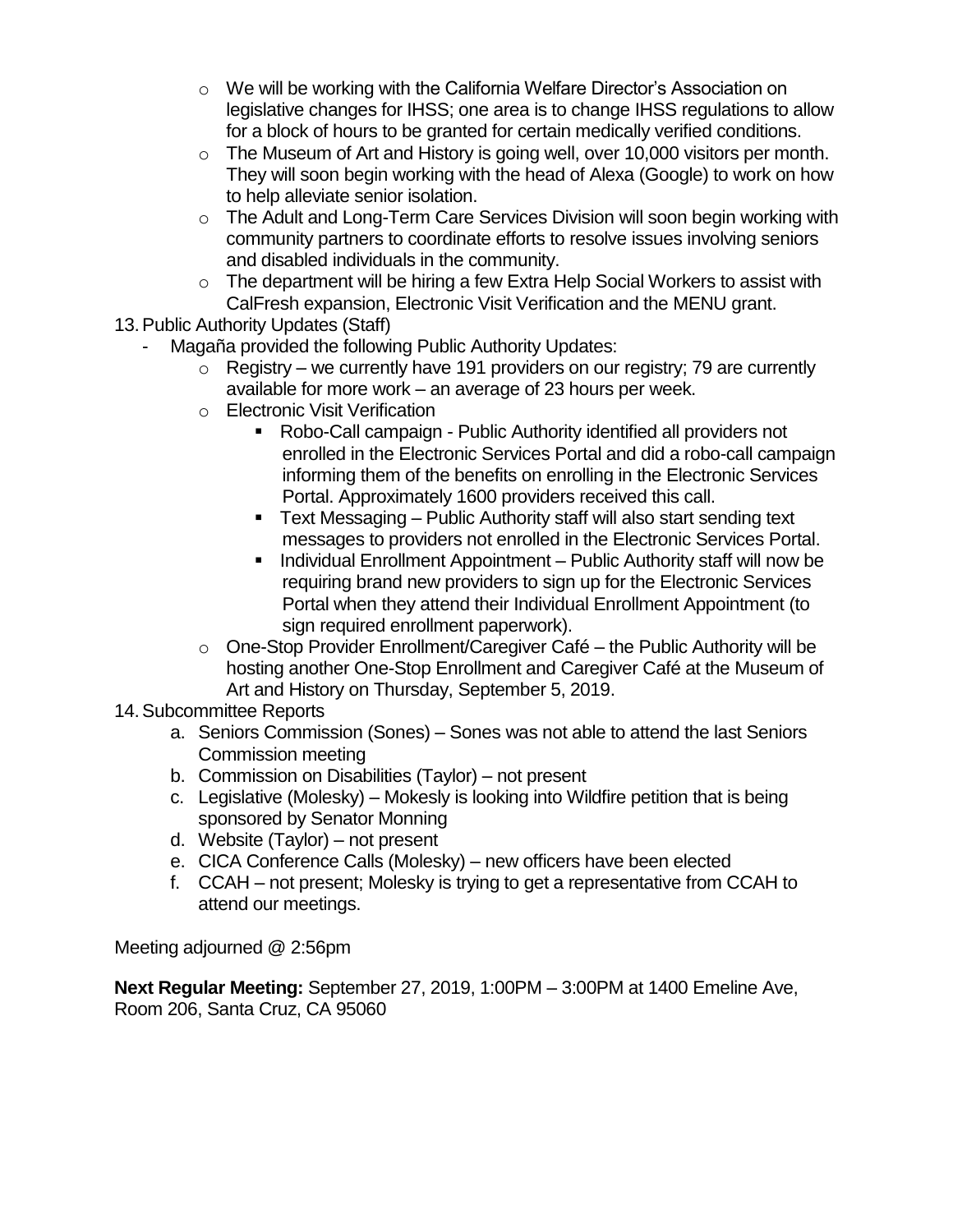- We will be working with the California Welfare Director's Association on legislative changes for IHSS; one area is to change IHSS regulations to allow for a block of hours to be granted for certain medically verified conditions.
  - The Museum of Art and History is going well, over 10,000 visitors per month. They will soon begin working with the head of Alexa (Google) to work on how to help alleviate senior isolation.
  - The Adult and Long-Term Care Services Division will soon begin working with community partners to coordinate efforts to resolve issues involving seniors and disabled individuals in the community.
  - The department will be hiring a few Extra Help Social Workers to assist with CalFresh expansion, Electronic Visit Verification and the MENU grant.

13. Public Authority Updates (Staff)
    - Magaña provided the following Public Authority Updates:
      - Registry – we currently have 191 providers on our registry; 79 are currently available for more work – an average of 23 hours per week.
      - Electronic Visit Verification
        - Robo-Call campaign - Public Authority identified all providers not enrolled in the Electronic Services Portal and did a robo-call campaign informing them of the benefits on enrolling in the Electronic Services Portal. Approximately 1600 providers received this call.
        - Text Messaging – Public Authority staff will also start sending text messages to providers not enrolled in the Electronic Services Portal.
        - Individual Enrollment Appointment – Public Authority staff will now be requiring brand new providers to sign up for the Electronic Services Portal when they attend their Individual Enrollment Appointment (to sign required enrollment paperwork).
      - One-Stop Provider Enrollment/Caregiver Café – the Public Authority will be hosting another One-Stop Enrollment and Caregiver Café at the Museum of Art and History on Thursday, September 5, 2019.
14. Subcommittee Reports
    a. Seniors Commission (Sones) – Sones was not able to attend the last Seniors Commission meeting
    b. Commission on Disabilities (Taylor) – not present
    c. Legislative (Molesky) – Mokesly is looking into Wildfire petition that is being sponsored by Senator Monning
    d. Website (Taylor) – not present
    e. CICA Conference Calls (Molesky) – new officers have been elected
    f. CCAH – not present; Molesky is trying to get a representative from CCAH to attend our meetings.

Meeting adjourned @ 2:56pm

**Next Regular Meeting:** September 27, 2019, 1:00PM – 3:00PM at 1400 Emeline Ave, Room 206, Santa Cruz, CA 95060